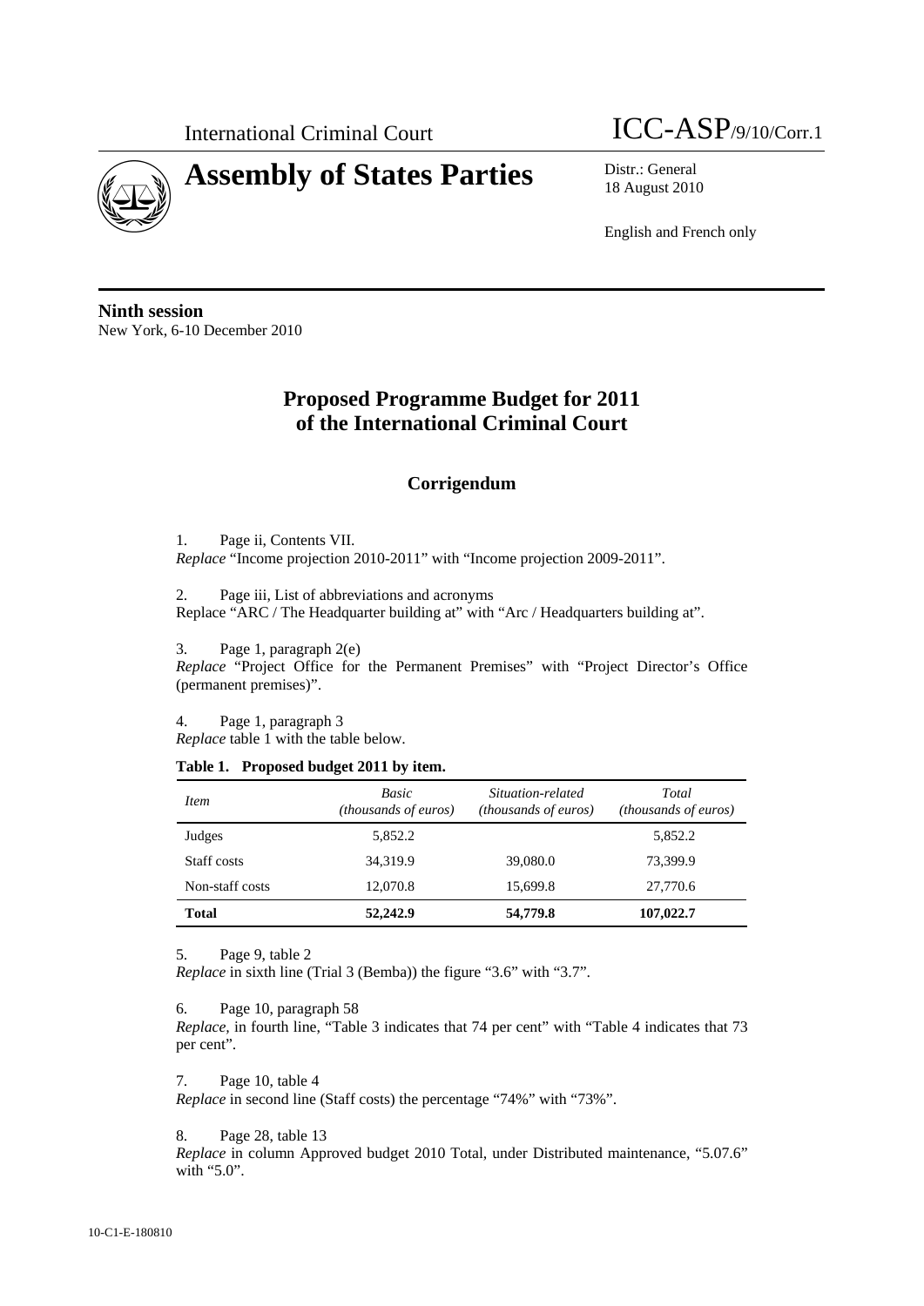International Criminal Court

# Assembly of States Parties

ICC-ASP/9/10/Corr.1

Distr.: General
18 August 2010

English and French only

**Ninth session**
New York, 6-10 December 2010

## Proposed Programme Budget for 2011 of the International Criminal Court

### Corrigendum

1. Page ii, Contents VII.
*Replace* "Income projection 2010-2011" with "Income projection 2009-2011".

2. Page iii, List of abbreviations and acronyms
Replace "ARC / The Headquarter building at" with "Arc / Headquarters building at".

3. Page 1, paragraph 2(e)
*Replace* "Project Office for the Permanent Premises" with "Project Director's Office (permanent premises)".

4. Page 1, paragraph 3
*Replace* table 1 with the table below.

**Table 1. Proposed budget 2011 by item.**

| *Item* | *Basic (thousands of euros)* | *Situation-related (thousands of euros)* | *Total (thousands of euros)* |
|---|---|---|---|
| Judges | 5,852.2 | | 5,852.2 |
| Staff costs | 34,319.9 | 39,080.0 | 73,399.9 |
| Non-staff costs | 12,070.8 | 15,699.8 | 27,770.6 |
| **Total** | **52,242.9** | **54,779.8** | **107,022.7** |

5. Page 9, table 2
*Replace* in sixth line (Trial 3 (Bemba)) the figure "3.6" with "3.7".

6. Page 10, paragraph 58
*Replace,* in fourth line, "Table 3 indicates that 74 per cent" with "Table 4 indicates that 73 per cent".

7. Page 10, table 4
*Replace* in second line (Staff costs) the percentage "74%" with "73%".

8. Page 28, table 13
*Replace* in column Approved budget 2010 Total, under Distributed maintenance, "5.07.6" with "5.0".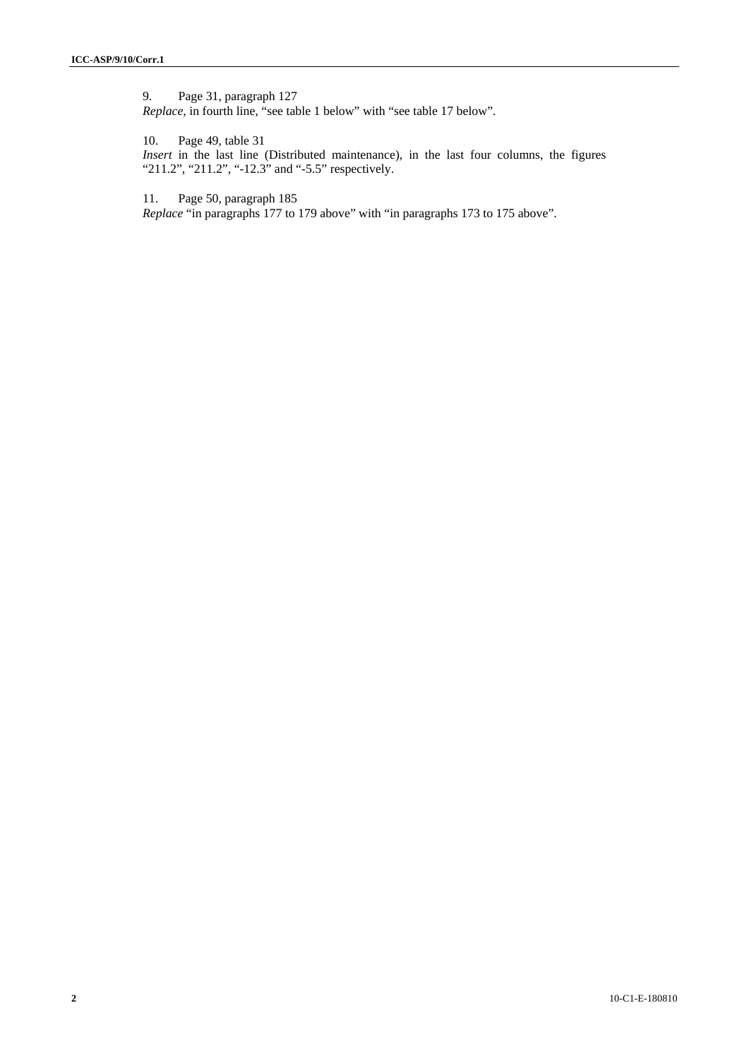9. Page 31, paragraph 127

*Replace*, in fourth line, "see table 1 below" with "see table 17 below".

10. Page 49, table 31

*Insert* in the last line (Distributed maintenance), in the last four columns, the figures "211.2", "211.2", "-12.3" and "-5.5" respectively.

11. Page 50, paragraph 185

*Replace* "in paragraphs 177 to 179 above" with "in paragraphs 173 to 175 above".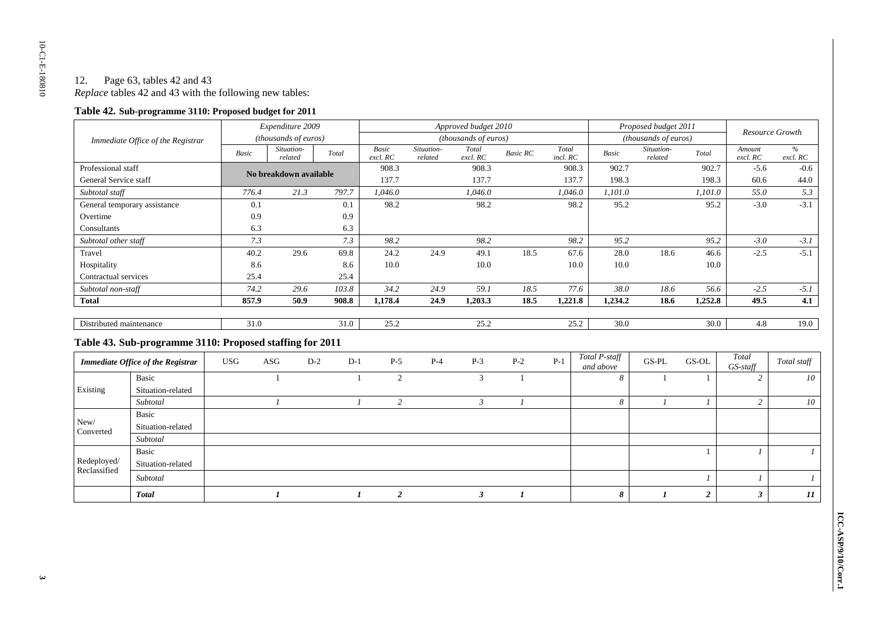12. Page 63, tables 42 and 43

*Replace* tables 42 and 43 with the following new tables:

**Table 42. Sub-programme 3110: Proposed budget for 2011**

| Immediate Office of the Registrar | Expenditure 2009 (thousands of euros) | | | Approved budget 2010 (thousands of euros) | | | | | Proposed budget 2011 (thousands of euros) | | | Resource Growth | |
|---|---|---|---|---|---|---|---|---|---|---|---|---|---|
| | Basic | Situation-related | Total | Basic excl. RC | Situation-related | Total excl. RC | Basic RC | Total incl. RC | Basic | Situation-related | Total | Amount excl. RC | % excl. RC |
| Professional staff | No breakdown available | | | 908.3 | | 908.3 | | 908.3 | 902.7 | | 902.7 | -5.6 | -0.6 |
| General Service staff | | | | 137.7 | | 137.7 | | 137.7 | 198.3 | | 198.3 | 60.6 | 44.0 |
| *Subtotal staff* | *776.4* | *21.3* | *797.7* | *1,046.0* | | *1,046.0* | | *1,046.0* | *1,101.0* | | *1,101.0* | *55.0* | *5.3* |
| General temporary assistance | 0.1 | | 0.1 | 98.2 | | 98.2 | | 98.2 | 95.2 | | 95.2 | -3.0 | -3.1 |
| Overtime | 0.9 | | 0.9 | | | | | | | | | | |
| Consultants | 6.3 | | 6.3 | | | | | | | | | | |
| *Subtotal other staff* | *7.3* | | *7.3* | *98.2* | | *98.2* | | *98.2* | *95.2* | | *95.2* | *-3.0* | *-3.1* |
| Travel | 40.2 | 29.6 | 69.8 | 24.2 | 24.9 | 49.1 | 18.5 | 67.6 | 28.0 | 18.6 | 46.6 | -2.5 | -5.1 |
| Hospitality | 8.6 | | 8.6 | 10.0 | | 10.0 | | 10.0 | 10.0 | | 10.0 | | |
| Contractual services | 25.4 | | 25.4 | | | | | | | | | | |
| *Subtotal non-staff* | *74.2* | *29.6* | *103.8* | *34.2* | *24.9* | *59.1* | *18.5* | *77.6* | *38.0* | *18.6* | *56.6* | *-2.5* | *-5.1* |
| **Total** | **857.9** | **50.9** | **908.8** | **1,178.4** | **24.9** | **1,203.3** | **18.5** | **1,221.8** | **1,234.2** | **18.6** | **1,252.8** | **49.5** | **4.1** |
| | | | | | | | | | | | | | |
| Distributed maintenance | 31.0 | | 31.0 | 25.2 | | 25.2 | | 25.2 | 30.0 | | 30.0 | 4.8 | 19.0 |

**Table 43. Sub-programme 3110: Proposed staffing for 2011**

| *Immediate Office of the Registrar* | | USG | ASG | D-2 | D-1 | P-5 | P-4 | P-3 | P-2 | P-1 | Total P-staff and above | GS-PL | GS-OL | Total GS-staff | Total staff |
|---|---|---|---|---|---|---|---|---|---|---|---|---|---|---|---|
| Existing | Basic | | 1 | | 1 | 2 | | 3 | 1 | | *8* | 1 | 1 | *2* | *10* |
| | Situation-related | | | | | | | | | | | | | | |
| | *Subtotal* | | *1* | | *1* | *2* | | *3* | *1* | | *8* | *1* | *1* | *2* | *10* |
| New/ Converted | Basic | | | | | | | | | | | | | | |
| | Situation-related | | | | | | | | | | | | | | |
| | *Subtotal* | | | | | | | | | | | | | | |
| Redeployed/ Reclassified | Basic | | | | | | | | | | | | 1 | *1* | *1* |
| | Situation-related | | | | | | | | | | | | | | |
| | *Subtotal* | | | | | | | | | | | | *1* | *1* | *1* |
| | ***Total*** | | ***1*** | | ***1*** | ***2*** | | ***3*** | ***1*** | | ***8*** | ***1*** | ***2*** | ***3*** | ***11*** |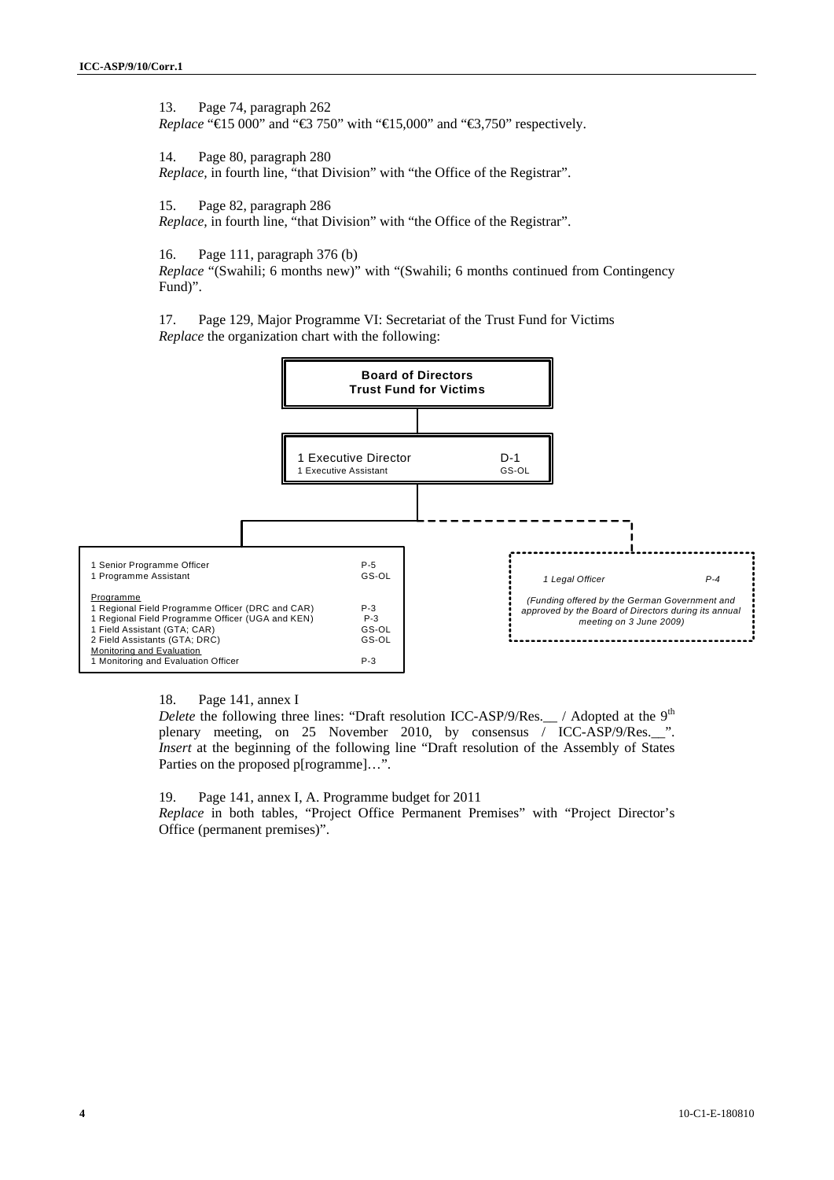13. Page 74, paragraph 262
*Replace* "€15 000" and "€3 750" with "€15,000" and "€3,750" respectively.

14. Page 80, paragraph 280
*Replace,* in fourth line, "that Division" with "the Office of the Registrar".

15. Page 82, paragraph 286
*Replace,* in fourth line, "that Division" with "the Office of the Registrar".

16. Page 111, paragraph 376 (b)
*Replace* "(Swahili; 6 months new)" with "(Swahili; 6 months continued from Contingency Fund)".

17. Page 129, Major Programme VI: Secretariat of the Trust Fund for Victims
*Replace* the organization chart with the following:

**Board of Directors**
**Trust Fund for Victims**

| | |
|---|---|
| 1 Executive Director | D-1 |
| 1 Executive Assistant | GS-OL |

| | |
|---|---|
| 1 Senior Programme Officer | P-5 |
| 1 Programme Assistant | GS-OL |
| Programme | |
| 1 Regional Field Programme Officer (DRC and CAR) | P-3 |
| 1 Regional Field Programme Officer (UGA and KEN) | P-3 |
| 1 Field Assistant (GTA; CAR) | GS-OL |
| 2 Field Assistants (GTA; DRC) | GS-OL |
| Monitoring and Evaluation | |
| 1 Monitoring and Evaluation Officer | P-3 |

| | |
|---|---|
| *1 Legal Officer* | *P-4* |

*(Funding offered by the German Government and approved by the Board of Directors during its annual meeting on 3 June 2009)*

18. Page 141, annex I
*Delete* the following three lines: "Draft resolution ICC-ASP/9/Res.__ / Adopted at the 9th plenary meeting, on 25 November 2010, by consensus / ICC-ASP/9/Res.__". *Insert* at the beginning of the following line "Draft resolution of the Assembly of States Parties on the proposed p[rogramme]…".

19. Page 141, annex I, A. Programme budget for 2011
*Replace* in both tables, "Project Office Permanent Premises" with "Project Director's Office (permanent premises)".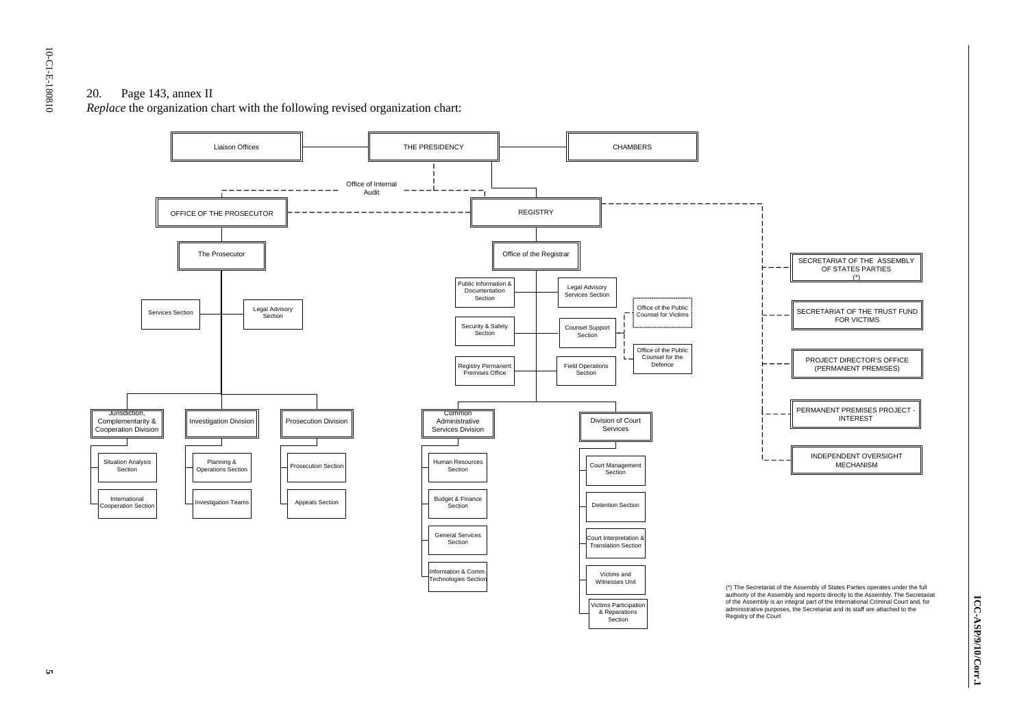20. Page 143, annex II

*Replace* the organization chart with the following revised organization chart:

- Liaison Offices
- THE PRESIDENCY
- CHAMBERS
- Office of Internal Audit
- OFFICE OF THE PROSECUTOR
  - The Prosecutor
    - Services Section
    - Legal Advisory Section
    - Jurisdiction, Complementarity & Cooperation Division
      - Situation Analysis Section
      - International Cooperation Section
    - Investigation Division
      - Planning & Operations Section
      - Investigation Teams
    - Prosecution Division
      - Prosecution Section
      - Appeals Section
- REGISTRY
  - Office of the Registrar
    - Public Information & Documentation Section
    - Legal Advisory Services Section
    - Security & Safety Section
    - Counsel Support Section
      - Office of the Public Counsel for Victims
      - Office of the Public Counsel for the Defence
    - Registry Permanent Premises Office
    - Field Operations Section
    - Common Administrative Services Division
      - Human Resources Section
      - Budget & Finance Section
      - General Services Section
      - Information & Comm. Technologies Section
    - Division of Court Services
      - Court Management Section
      - Detention Section
      - Court Interpretation & Translation Section
      - Victims and Witnesses Unit
      - Victims Participation & Reparations Section
- SECRETARIAT OF THE ASSEMBLY OF STATES PARTIES (*)
- SECRETARIAT OF THE TRUST FUND FOR VICTIMS
- PROJECT DIRECTOR'S OFFICE (PERMANENT PREMISES)
- PERMANENT PREMISES PROJECT - INTEREST
- INDEPENDENT OVERSIGHT MECHANISM

(*) The Secretariat of the Assembly of States Parties operates under the full authority of the Assembly and reports directly to the Assembly. The Secretariat of the Assembly is an integral part of the International Criminal Court and, for administrative purposes, the Secretariat and its staff are attached to the Registry of the Court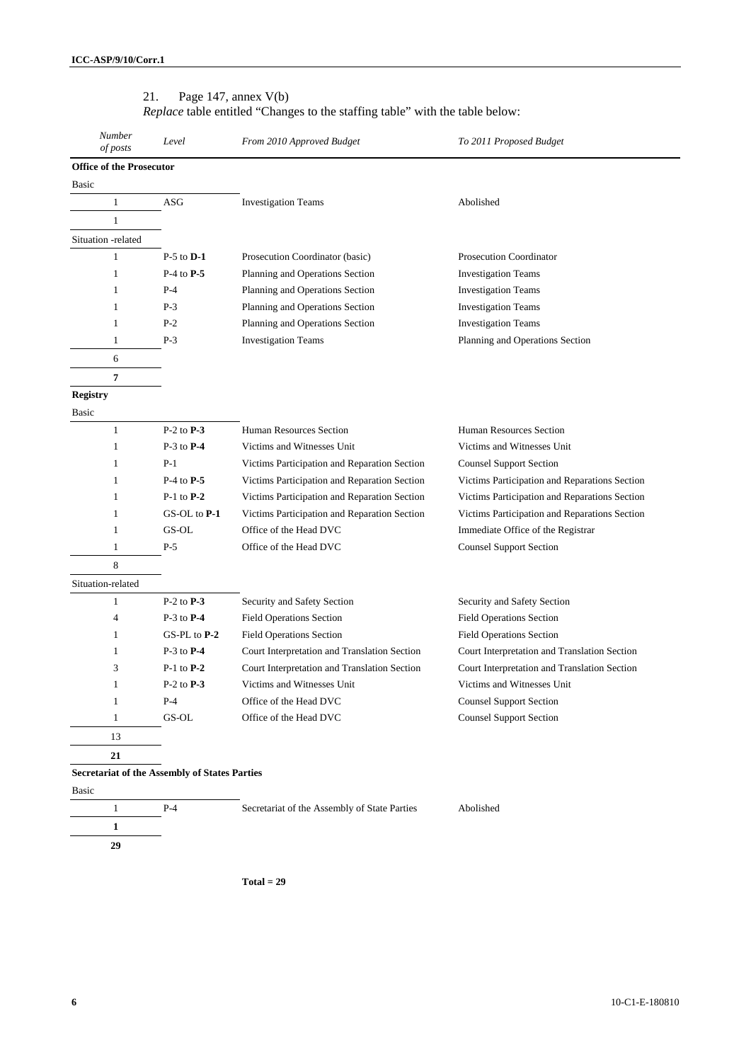21. Page 147, annex V(b)

*Replace* table entitled "Changes to the staffing table" with the table below:

| *Number of posts* | *Level* | *From 2010 Approved Budget* | *To 2011 Proposed Budget* |
|---|---|---|---|
| **Office of the Prosecutor** | | | |
| Basic | | | |
| 1 | ASG | Investigation Teams | Abolished |
| 1 | | | |
| Situation -related | | | |
| 1 | P-5 to **D-1** | Prosecution Coordinator (basic) | Prosecution Coordinator |
| 1 | P-4 to **P-5** | Planning and Operations Section | Investigation Teams |
| 1 | P-4 | Planning and Operations Section | Investigation Teams |
| 1 | P-3 | Planning and Operations Section | Investigation Teams |
| 1 | P-2 | Planning and Operations Section | Investigation Teams |
| 1 | P-3 | Investigation Teams | Planning and Operations Section |
| 6 | | | |
| **7** | | | |
| **Registry** | | | |
| Basic | | | |
| 1 | P-2 to **P-3** | Human Resources Section | Human Resources Section |
| 1 | P-3 to **P-4** | Victims and Witnesses Unit | Victims and Witnesses Unit |
| 1 | P-1 | Victims Participation and Reparation Section | Counsel Support Section |
| 1 | P-4 to **P-5** | Victims Participation and Reparation Section | Victims Participation and Reparations Section |
| 1 | P-1 to **P-2** | Victims Participation and Reparation Section | Victims Participation and Reparations Section |
| 1 | GS-OL to **P-1** | Victims Participation and Reparation Section | Victims Participation and Reparations Section |
| 1 | GS-OL | Office of the Head DVC | Immediate Office of the Registrar |
| 1 | P-5 | Office of the Head DVC | Counsel Support Section |
| 8 | | | |
| Situation-related | | | |
| 1 | P-2 to **P-3** | Security and Safety Section | Security and Safety Section |
| 4 | P-3 to **P-4** | Field Operations Section | Field Operations Section |
| 1 | GS-PL to **P-2** | Field Operations Section | Field Operations Section |
| 1 | P-3 to **P-4** | Court Interpretation and Translation Section | Court Interpretation and Translation Section |
| 3 | P-1 to **P-2** | Court Interpretation and Translation Section | Court Interpretation and Translation Section |
| 1 | P-2 to **P-3** | Victims and Witnesses Unit | Victims and Witnesses Unit |
| 1 | P-4 | Office of the Head DVC | Counsel Support Section |
| 1 | GS-OL | Office of the Head DVC | Counsel Support Section |
| 13 | | | |
| **21** | | | |
| **Secretariat of the Assembly of States Parties** | | | |
| Basic | | | |
| 1 | P-4 | Secretariat of the Assembly of State Parties | Abolished |
| **1** | | | |
| **29** | | | |

**Total = 29**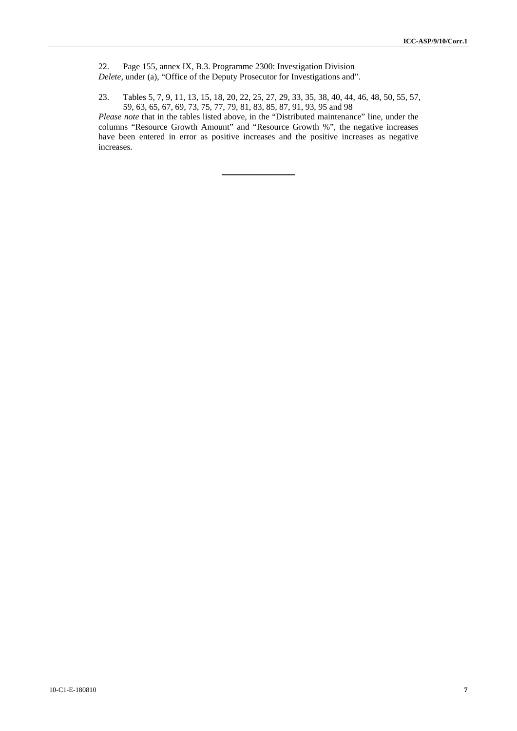22. Page 155, annex IX, B.3. Programme 2300: Investigation Division
*Delete*, under (a), "Office of the Deputy Prosecutor for Investigations and".

23. Tables 5, 7, 9, 11, 13, 15, 18, 20, 22, 25, 27, 29, 33, 35, 38, 40, 44, 46, 48, 50, 55, 57, 59, 63, 65, 67, 69, 73, 75, 77, 79, 81, 83, 85, 87, 91, 93, 95 and 98
*Please note* that in the tables listed above, in the "Distributed maintenance" line, under the columns "Resource Growth Amount" and "Resource Growth %", the negative increases have been entered in error as positive increases and the positive increases as negative increases.

---